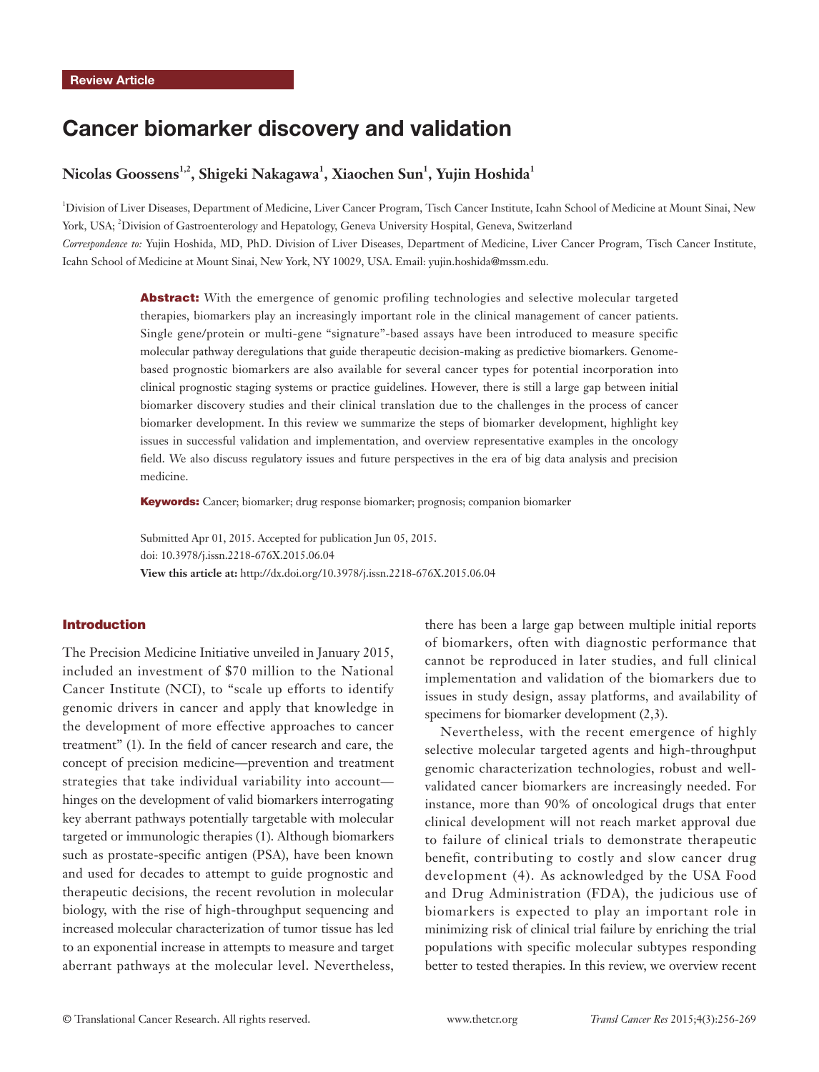Review Article

# Cancer biomarker discovery and validation

**Nicolas Goossens[1,2], Shigeki Nakagawa[1], Xiaochen Sun[1], Yujin Hoshida[1]**

[1]Division of Liver Diseases, Department of Medicine, Liver Cancer Program, Tisch Cancer Institute, Icahn School of Medicine at Mount Sinai, New York, USA; [2]Division of Gastroenterology and Hepatology, Geneva University Hospital, Geneva, Switzerland

*Correspondence to:* Yujin Hoshida, MD, PhD. Division of Liver Diseases, Department of Medicine, Liver Cancer Program, Tisch Cancer Institute, Icahn School of Medicine at Mount Sinai, New York, NY 10029, USA. Email: yujin.hoshida@mssm.edu.

**Abstract:** With the emergence of genomic profiling technologies and selective molecular targeted therapies, biomarkers play an increasingly important role in the clinical management of cancer patients. Single gene/protein or multi-gene "signature"-based assays have been introduced to measure specific molecular pathway deregulations that guide therapeutic decision-making as predictive biomarkers. Genome-based prognostic biomarkers are also available for several cancer types for potential incorporation into clinical prognostic staging systems or practice guidelines. However, there is still a large gap between initial biomarker discovery studies and their clinical translation due to the challenges in the process of cancer biomarker development. In this review we summarize the steps of biomarker development, highlight key issues in successful validation and implementation, and overview representative examples in the oncology field. We also discuss regulatory issues and future perspectives in the era of big data analysis and precision medicine.

**Keywords:** Cancer; biomarker; drug response biomarker; prognosis; companion biomarker

Submitted Apr 01, 2015. Accepted for publication Jun 05, 2015.
doi: 10.3978/j.issn.2218-676X.2015.06.04
**View this article at:** http://dx.doi.org/10.3978/j.issn.2218-676X.2015.06.04

## Introduction

The Precision Medicine Initiative unveiled in January 2015, included an investment of $70 million to the National Cancer Institute (NCI), to "scale up efforts to identify genomic drivers in cancer and apply that knowledge in the development of more effective approaches to cancer treatment" (1). In the field of cancer research and care, the concept of precision medicine—prevention and treatment strategies that take individual variability into account—hinges on the development of valid biomarkers interrogating key aberrant pathways potentially targetable with molecular targeted or immunologic therapies (1). Although biomarkers such as prostate-specific antigen (PSA), have been known and used for decades to attempt to guide prognostic and therapeutic decisions, the recent revolution in molecular biology, with the rise of high-throughput sequencing and increased molecular characterization of tumor tissue has led to an exponential increase in attempts to measure and target aberrant pathways at the molecular level. Nevertheless, there has been a large gap between multiple initial reports of biomarkers, often with diagnostic performance that cannot be reproduced in later studies, and full clinical implementation and validation of the biomarkers due to issues in study design, assay platforms, and availability of specimens for biomarker development (2,3).

Nevertheless, with the recent emergence of highly selective molecular targeted agents and high-throughput genomic characterization technologies, robust and well-validated cancer biomarkers are increasingly needed. For instance, more than 90% of oncological drugs that enter clinical development will not reach market approval due to failure of clinical trials to demonstrate therapeutic benefit, contributing to costly and slow cancer drug development (4). As acknowledged by the USA Food and Drug Administration (FDA), the judicious use of biomarkers is expected to play an important role in minimizing risk of clinical trial failure by enriching the trial populations with specific molecular subtypes responding better to tested therapies. In this review, we overview recent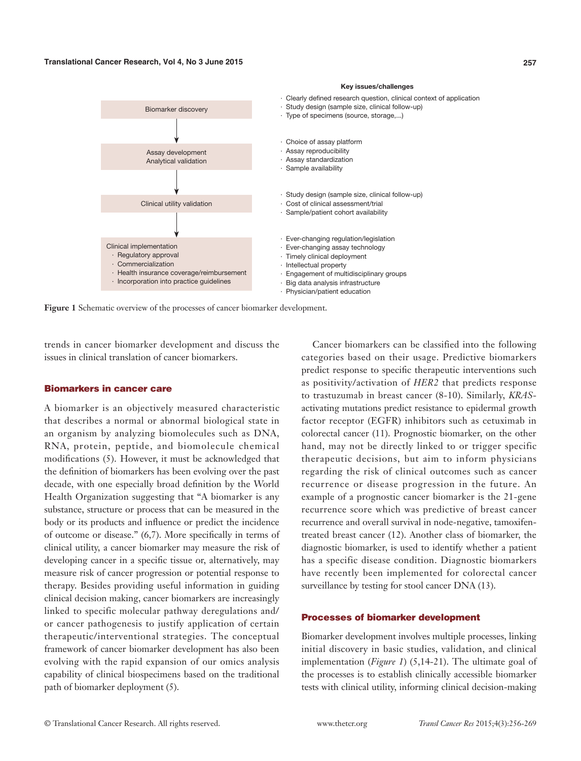| | Key issues/challenges |
|---|---|
| Biomarker discovery | · Clearly defined research question, clinical context of application<br>· Study design (sample size, clinical follow-up)<br>· Type of specimens (source, storage,...) |
| ↓ | |
| Assay development<br>Analytical validation | · Choice of assay platform<br>· Assay reproducibility<br>· Assay standardization<br>· Sample availability |
| ↓ | |
| Clinical utility validation | · Study design (sample size, clinical follow-up)<br>· Cost of clinical assessment/trial<br>· Sample/patient cohort availability |
| ↓ | |
| Clinical implementation<br>· Regulatory approval<br>· Commercialization<br>· Health insurance coverage/reimbursement<br>· Incorporation into practice guidelines | · Ever-changing regulation/legislation<br>· Ever-changing assay technology<br>· Timely clinical deployment<br>· Intellectual property<br>· Engagement of multidisciplinary groups<br>· Big data analysis infrastructure<br>· Physician/patient education |

**Figure 1** Schematic overview of the processes of cancer biomarker development.

trends in cancer biomarker development and discuss the issues in clinical translation of cancer biomarkers.

## Biomarkers in cancer care

A biomarker is an objectively measured characteristic that describes a normal or abnormal biological state in an organism by analyzing biomolecules such as DNA, RNA, protein, peptide, and biomolecule chemical modifications (5). However, it must be acknowledged that the definition of biomarkers has been evolving over the past decade, with one especially broad definition by the World Health Organization suggesting that "A biomarker is any substance, structure or process that can be measured in the body or its products and influence or predict the incidence of outcome or disease." (6,7). More specifically in terms of clinical utility, a cancer biomarker may measure the risk of developing cancer in a specific tissue or, alternatively, may measure risk of cancer progression or potential response to therapy. Besides providing useful information in guiding clinical decision making, cancer biomarkers are increasingly linked to specific molecular pathway deregulations and/or cancer pathogenesis to justify application of certain therapeutic/interventional strategies. The conceptual framework of cancer biomarker development has also been evolving with the rapid expansion of our omics analysis capability of clinical biospecimens based on the traditional path of biomarker deployment (5).

Cancer biomarkers can be classified into the following categories based on their usage. Predictive biomarkers predict response to specific therapeutic interventions such as positivity/activation of *HER2* that predicts response to trastuzumab in breast cancer (8-10). Similarly, *KRAS*-activating mutations predict resistance to epidermal growth factor receptor (EGFR) inhibitors such as cetuximab in colorectal cancer (11). Prognostic biomarker, on the other hand, may not be directly linked to or trigger specific therapeutic decisions, but aim to inform physicians regarding the risk of clinical outcomes such as cancer recurrence or disease progression in the future. An example of a prognostic cancer biomarker is the 21-gene recurrence score which was predictive of breast cancer recurrence and overall survival in node-negative, tamoxifen-treated breast cancer (12). Another class of biomarker, the diagnostic biomarker, is used to identify whether a patient has a specific disease condition. Diagnostic biomarkers have recently been implemented for colorectal cancer surveillance by testing for stool cancer DNA (13).

## Processes of biomarker development

Biomarker development involves multiple processes, linking initial discovery in basic studies, validation, and clinical implementation (*Figure 1*) (5,14-21). The ultimate goal of the processes is to establish clinically accessible biomarker tests with clinical utility, informing clinical decision-making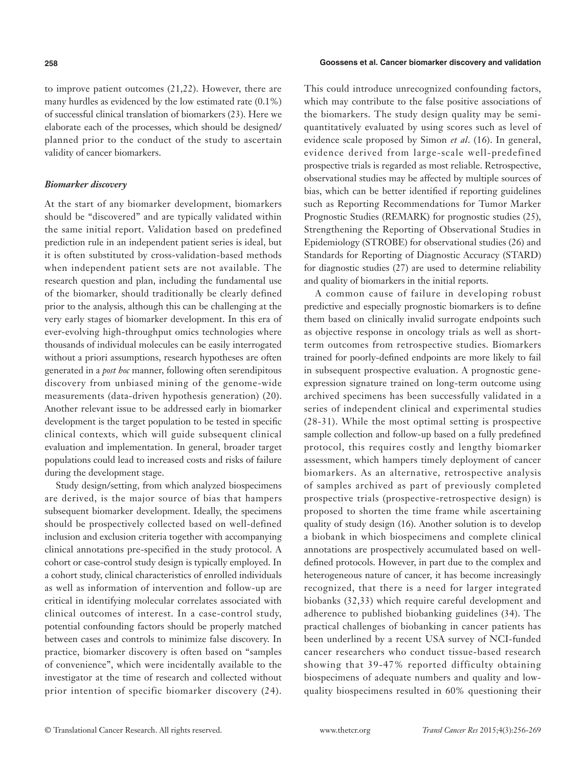to improve patient outcomes (21,22). However, there are many hurdles as evidenced by the low estimated rate (0.1%) of successful clinical translation of biomarkers (23). Here we elaborate each of the processes, which should be designed/planned prior to the conduct of the study to ascertain validity of cancer biomarkers.

### *Biomarker discovery*

At the start of any biomarker development, biomarkers should be "discovered" and are typically validated within the same initial report. Validation based on predefined prediction rule in an independent patient series is ideal, but it is often substituted by cross-validation-based methods when independent patient sets are not available. The research question and plan, including the fundamental use of the biomarker, should traditionally be clearly defined prior to the analysis, although this can be challenging at the very early stages of biomarker development. In this era of ever-evolving high-throughput omics technologies where thousands of individual molecules can be easily interrogated without a priori assumptions, research hypotheses are often generated in a *post hoc* manner, following often serendipitous discovery from unbiased mining of the genome-wide measurements (data-driven hypothesis generation) (20). Another relevant issue to be addressed early in biomarker development is the target population to be tested in specific clinical contexts, which will guide subsequent clinical evaluation and implementation. In general, broader target populations could lead to increased costs and risks of failure during the development stage.

Study design/setting, from which analyzed biospecimens are derived, is the major source of bias that hampers subsequent biomarker development. Ideally, the specimens should be prospectively collected based on well-defined inclusion and exclusion criteria together with accompanying clinical annotations pre-specified in the study protocol. A cohort or case-control study design is typically employed. In a cohort study, clinical characteristics of enrolled individuals as well as information of intervention and follow-up are critical in identifying molecular correlates associated with clinical outcomes of interest. In a case-control study, potential confounding factors should be properly matched between cases and controls to minimize false discovery. In practice, biomarker discovery is often based on "samples of convenience", which were incidentally available to the investigator at the time of research and collected without prior intention of specific biomarker discovery (24). This could introduce unrecognized confounding factors, which may contribute to the false positive associations of the biomarkers. The study design quality may be semi-quantitatively evaluated by using scores such as level of evidence scale proposed by Simon *et al*. (16). In general, evidence derived from large-scale well-predefined prospective trials is regarded as most reliable. Retrospective, observational studies may be affected by multiple sources of bias, which can be better identified if reporting guidelines such as Reporting Recommendations for Tumor Marker Prognostic Studies (REMARK) for prognostic studies (25), Strengthening the Reporting of Observational Studies in Epidemiology (STROBE) for observational studies (26) and Standards for Reporting of Diagnostic Accuracy (STARD) for diagnostic studies (27) are used to determine reliability and quality of biomarkers in the initial reports.

A common cause of failure in developing robust predictive and especially prognostic biomarkers is to define them based on clinically invalid surrogate endpoints such as objective response in oncology trials as well as short-term outcomes from retrospective studies. Biomarkers trained for poorly-defined endpoints are more likely to fail in subsequent prospective evaluation. A prognostic gene-expression signature trained on long-term outcome using archived specimens has been successfully validated in a series of independent clinical and experimental studies (28-31). While the most optimal setting is prospective sample collection and follow-up based on a fully predefined protocol, this requires costly and lengthy biomarker assessment, which hampers timely deployment of cancer biomarkers. As an alternative, retrospective analysis of samples archived as part of previously completed prospective trials (prospective-retrospective design) is proposed to shorten the time frame while ascertaining quality of study design (16). Another solution is to develop a biobank in which biospecimens and complete clinical annotations are prospectively accumulated based on well-defined protocols. However, in part due to the complex and heterogeneous nature of cancer, it has become increasingly recognized, that there is a need for larger integrated biobanks (32,33) which require careful development and adherence to published biobanking guidelines (34). The practical challenges of biobanking in cancer patients has been underlined by a recent USA survey of NCI-funded cancer researchers who conduct tissue-based research showing that 39-47% reported difficulty obtaining biospecimens of adequate numbers and quality and low-quality biospecimens resulted in 60% questioning their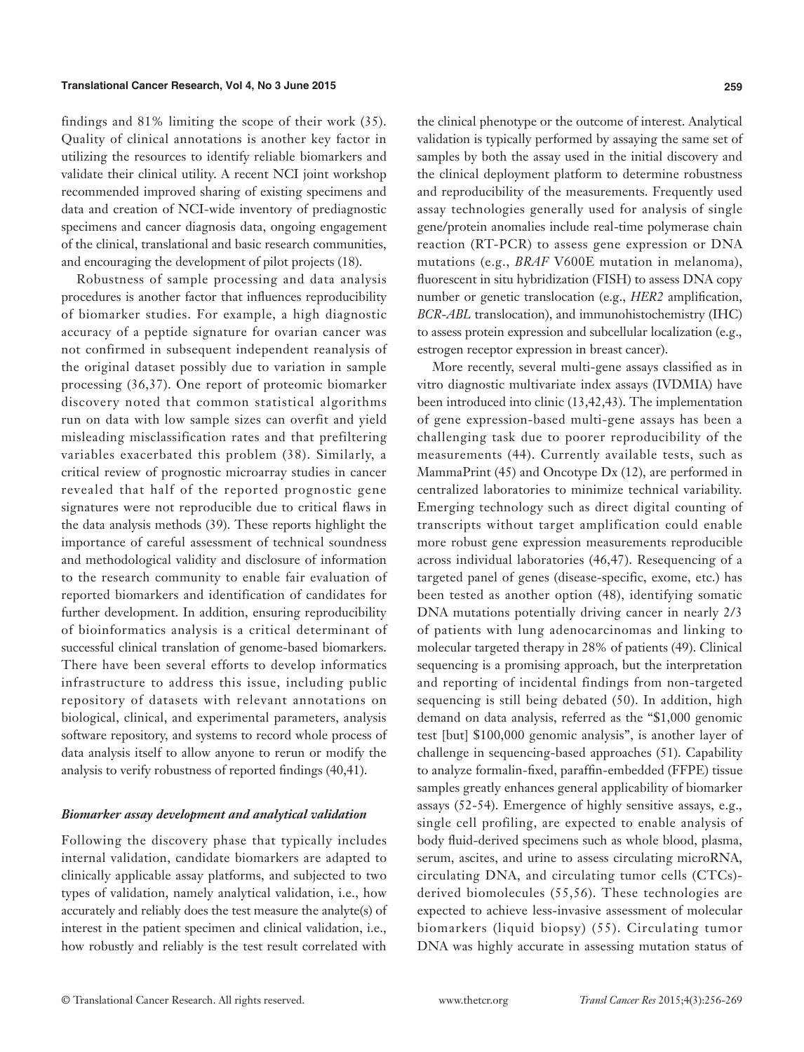findings and 81% limiting the scope of their work (35). Quality of clinical annotations is another key factor in utilizing the resources to identify reliable biomarkers and validate their clinical utility. A recent NCI joint workshop recommended improved sharing of existing specimens and data and creation of NCI-wide inventory of prediagnostic specimens and cancer diagnosis data, ongoing engagement of the clinical, translational and basic research communities, and encouraging the development of pilot projects (18).

Robustness of sample processing and data analysis procedures is another factor that influences reproducibility of biomarker studies. For example, a high diagnostic accuracy of a peptide signature for ovarian cancer was not confirmed in subsequent independent reanalysis of the original dataset possibly due to variation in sample processing (36,37). One report of proteomic biomarker discovery noted that common statistical algorithms run on data with low sample sizes can overfit and yield misleading misclassification rates and that prefiltering variables exacerbated this problem (38). Similarly, a critical review of prognostic microarray studies in cancer revealed that half of the reported prognostic gene signatures were not reproducible due to critical flaws in the data analysis methods (39). These reports highlight the importance of careful assessment of technical soundness and methodological validity and disclosure of information to the research community to enable fair evaluation of reported biomarkers and identification of candidates for further development. In addition, ensuring reproducibility of bioinformatics analysis is a critical determinant of successful clinical translation of genome-based biomarkers. There have been several efforts to develop informatics infrastructure to address this issue, including public repository of datasets with relevant annotations on biological, clinical, and experimental parameters, analysis software repository, and systems to record whole process of data analysis itself to allow anyone to rerun or modify the analysis to verify robustness of reported findings (40,41).

### *Biomarker assay development and analytical validation*

Following the discovery phase that typically includes internal validation, candidate biomarkers are adapted to clinically applicable assay platforms, and subjected to two types of validation, namely analytical validation, i.e., how accurately and reliably does the test measure the analyte(s) of interest in the patient specimen and clinical validation, i.e., how robustly and reliably is the test result correlated with the clinical phenotype or the outcome of interest. Analytical validation is typically performed by assaying the same set of samples by both the assay used in the initial discovery and the clinical deployment platform to determine robustness and reproducibility of the measurements. Frequently used assay technologies generally used for analysis of single gene/protein anomalies include real-time polymerase chain reaction (RT-PCR) to assess gene expression or DNA mutations (e.g., *BRAF* V600E mutation in melanoma), fluorescent in situ hybridization (FISH) to assess DNA copy number or genetic translocation (e.g., *HER2* amplification, *BCR-ABL* translocation), and immunohistochemistry (IHC) to assess protein expression and subcellular localization (e.g., estrogen receptor expression in breast cancer).

More recently, several multi-gene assays classified as in vitro diagnostic multivariate index assays (IVDMIA) have been introduced into clinic (13,42,43). The implementation of gene expression-based multi-gene assays has been a challenging task due to poorer reproducibility of the measurements (44). Currently available tests, such as MammaPrint (45) and Oncotype Dx (12), are performed in centralized laboratories to minimize technical variability. Emerging technology such as direct digital counting of transcripts without target amplification could enable more robust gene expression measurements reproducible across individual laboratories (46,47). Resequencing of a targeted panel of genes (disease-specific, exome, etc.) has been tested as another option (48), identifying somatic DNA mutations potentially driving cancer in nearly 2/3 of patients with lung adenocarcinomas and linking to molecular targeted therapy in 28% of patients (49). Clinical sequencing is a promising approach, but the interpretation and reporting of incidental findings from non-targeted sequencing is still being debated (50). In addition, high demand on data analysis, referred as the "$1,000 genomic test [but] $100,000 genomic analysis", is another layer of challenge in sequencing-based approaches (51). Capability to analyze formalin-fixed, paraffin-embedded (FFPE) tissue samples greatly enhances general applicability of biomarker assays (52-54). Emergence of highly sensitive assays, e.g., single cell profiling, are expected to enable analysis of body fluid-derived specimens such as whole blood, plasma, serum, ascites, and urine to assess circulating microRNA, circulating DNA, and circulating tumor cells (CTCs)-derived biomolecules (55,56). These technologies are expected to achieve less-invasive assessment of molecular biomarkers (liquid biopsy) (55). Circulating tumor DNA was highly accurate in assessing mutation status of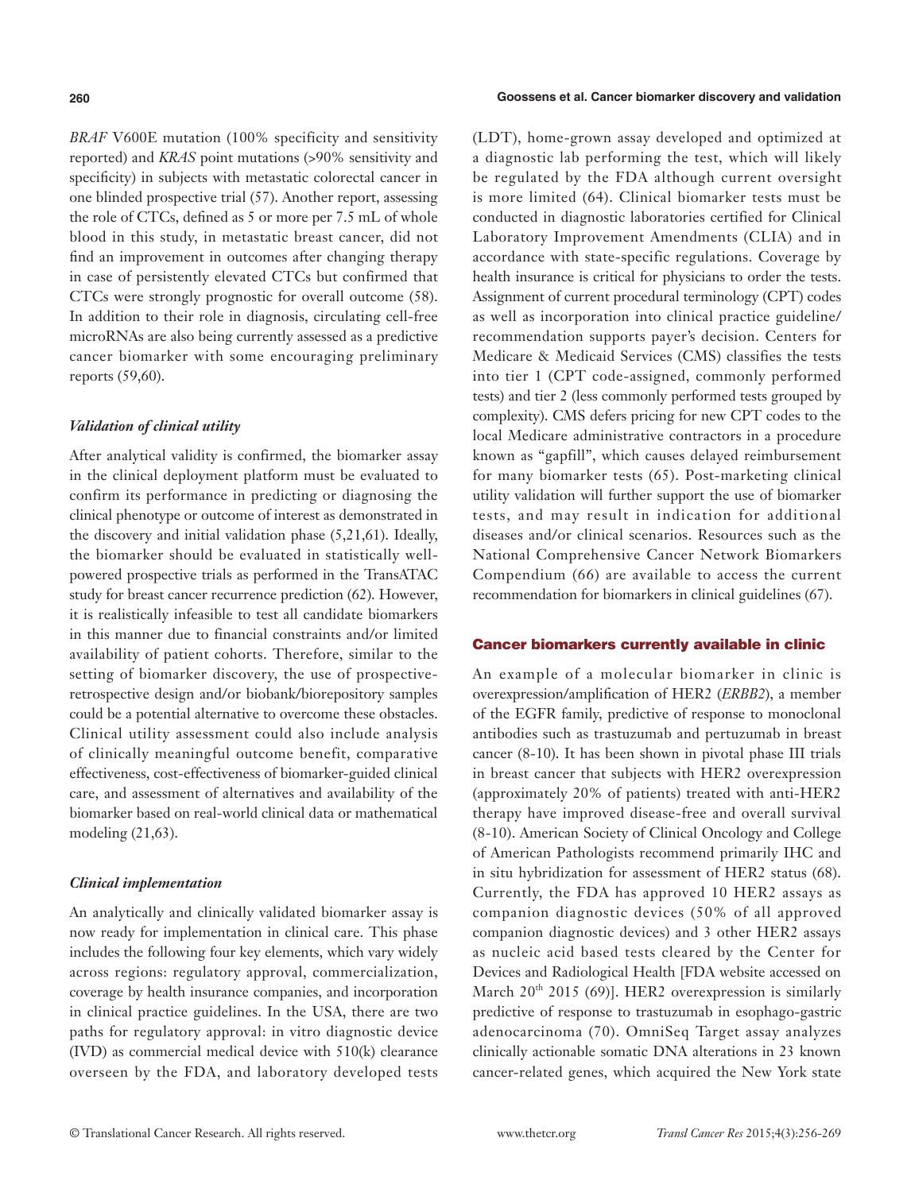*BRAF* V600E mutation (100% specificity and sensitivity reported) and *KRAS* point mutations (>90% sensitivity and specificity) in subjects with metastatic colorectal cancer in one blinded prospective trial (57). Another report, assessing the role of CTCs, defined as 5 or more per 7.5 mL of whole blood in this study, in metastatic breast cancer, did not find an improvement in outcomes after changing therapy in case of persistently elevated CTCs but confirmed that CTCs were strongly prognostic for overall outcome (58). In addition to their role in diagnosis, circulating cell-free microRNAs are also being currently assessed as a predictive cancer biomarker with some encouraging preliminary reports (59,60).

### *Validation of clinical utility*

After analytical validity is confirmed, the biomarker assay in the clinical deployment platform must be evaluated to confirm its performance in predicting or diagnosing the clinical phenotype or outcome of interest as demonstrated in the discovery and initial validation phase (5,21,61). Ideally, the biomarker should be evaluated in statistically well-powered prospective trials as performed in the TransATAC study for breast cancer recurrence prediction (62). However, it is realistically infeasible to test all candidate biomarkers in this manner due to financial constraints and/or limited availability of patient cohorts. Therefore, similar to the setting of biomarker discovery, the use of prospective-retrospective design and/or biobank/biorepository samples could be a potential alternative to overcome these obstacles. Clinical utility assessment could also include analysis of clinically meaningful outcome benefit, comparative effectiveness, cost-effectiveness of biomarker-guided clinical care, and assessment of alternatives and availability of the biomarker based on real-world clinical data or mathematical modeling (21,63).

### *Clinical implementation*

An analytically and clinically validated biomarker assay is now ready for implementation in clinical care. This phase includes the following four key elements, which vary widely across regions: regulatory approval, commercialization, coverage by health insurance companies, and incorporation in clinical practice guidelines. In the USA, there are two paths for regulatory approval: in vitro diagnostic device (IVD) as commercial medical device with 510(k) clearance overseen by the FDA, and laboratory developed tests (LDT), home-grown assay developed and optimized at a diagnostic lab performing the test, which will likely be regulated by the FDA although current oversight is more limited (64). Clinical biomarker tests must be conducted in diagnostic laboratories certified for Clinical Laboratory Improvement Amendments (CLIA) and in accordance with state-specific regulations. Coverage by health insurance is critical for physicians to order the tests. Assignment of current procedural terminology (CPT) codes as well as incorporation into clinical practice guideline/recommendation supports payer's decision. Centers for Medicare & Medicaid Services (CMS) classifies the tests into tier 1 (CPT code-assigned, commonly performed tests) and tier 2 (less commonly performed tests grouped by complexity). CMS defers pricing for new CPT codes to the local Medicare administrative contractors in a procedure known as "gapfill", which causes delayed reimbursement for many biomarker tests (65). Post-marketing clinical utility validation will further support the use of biomarker tests, and may result in indication for additional diseases and/or clinical scenarios. Resources such as the National Comprehensive Cancer Network Biomarkers Compendium (66) are available to access the current recommendation for biomarkers in clinical guidelines (67).

## Cancer biomarkers currently available in clinic

An example of a molecular biomarker in clinic is overexpression/amplification of HER2 (*ERBB2*), a member of the EGFR family, predictive of response to monoclonal antibodies such as trastuzumab and pertuzumab in breast cancer (8-10). It has been shown in pivotal phase III trials in breast cancer that subjects with HER2 overexpression (approximately 20% of patients) treated with anti-HER2 therapy have improved disease-free and overall survival (8-10). American Society of Clinical Oncology and College of American Pathologists recommend primarily IHC and in situ hybridization for assessment of HER2 status (68). Currently, the FDA has approved 10 HER2 assays as companion diagnostic devices (50% of all approved companion diagnostic devices) and 3 other HER2 assays as nucleic acid based tests cleared by the Center for Devices and Radiological Health [FDA website accessed on March 20th 2015 (69)]. HER2 overexpression is similarly predictive of response to trastuzumab in esophago-gastric adenocarcinoma (70). OmniSeq Target assay analyzes clinically actionable somatic DNA alterations in 23 known cancer-related genes, which acquired the New York state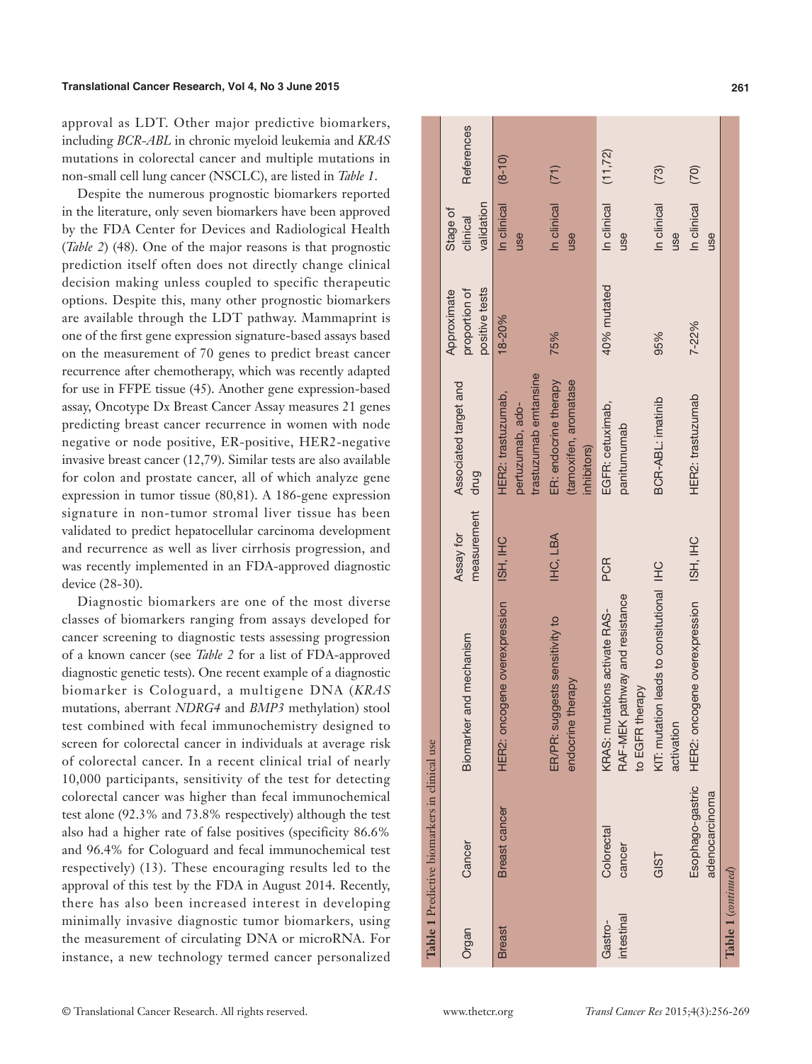approval as LDT. Other major predictive biomarkers, including *BCR-ABL* in chronic myeloid leukemia and *KRAS* mutations in colorectal cancer and multiple mutations in non-small cell lung cancer (NSCLC), are listed in *Table 1*.

Despite the numerous prognostic biomarkers reported in the literature, only seven biomarkers have been approved by the FDA Center for Devices and Radiological Health (*Table 2*) (48). One of the major reasons is that prognostic prediction itself often does not directly change clinical decision making unless coupled to specific therapeutic options. Despite this, many other prognostic biomarkers are available through the LDT pathway. Mammaprint is one of the first gene expression signature-based assays based on the measurement of 70 genes to predict breast cancer recurrence after chemotherapy, which was recently adapted for use in FFPE tissue (45). Another gene expression-based assay, Oncotype Dx Breast Cancer Assay measures 21 genes predicting breast cancer recurrence in women with node negative or node positive, ER-positive, HER2-negative invasive breast cancer (12,79). Similar tests are also available for colon and prostate cancer, all of which analyze gene expression in tumor tissue (80,81). A 186-gene expression signature in non-tumor stromal liver tissue has been validated to predict hepatocellular carcinoma development and recurrence as well as liver cirrhosis progression, and was recently implemented in an FDA-approved diagnostic device (28-30).

Diagnostic biomarkers are one of the most diverse classes of biomarkers ranging from assays developed for cancer screening to diagnostic tests assessing progression of a known cancer (see *Table 2* for a list of FDA-approved diagnostic genetic tests). One recent example of a diagnostic biomarker is Cologuard, a multigene DNA (*KRAS* mutations, aberrant *NDRG4* and *BMP3* methylation) stool test combined with fecal immunochemistry designed to screen for colorectal cancer in individuals at average risk of colorectal cancer. In a recent clinical trial of nearly 10,000 participants, sensitivity of the test for detecting colorectal cancer was higher than fecal immunochemical test alone (92.3% and 73.8% respectively) although the test also had a higher rate of false positives (specificity 86.6% and 96.4% for Cologuard and fecal immunochemical test respectively) (13). These encouraging results led to the approval of this test by the FDA in August 2014. Recently, there has also been increased interest in developing minimally invasive diagnostic tumor biomarkers, using the measurement of circulating DNA or microRNA. For instance, a new technology termed cancer personalized

**Table 1** Predictive biomarkers in clinical use

| Organ | Cancer | Biomarker and mechanism | Assay for measurement | Associated target and drug | Approximate proportion of positive tests | Stage of clinical validation | References |
|---|---|---|---|---|---|---|---|
| Breast | Breast cancer | HER2: oncogene overexpression | ISH, IHC | HER2: trastuzumab, pertuzumab, ado-trastuzumab emtansine | 18-20% | In clinical use | (8-10) |
| | | ER/PR: suggests sensitivity to endocrine therapy | IHC, LBA | ER: endocrine therapy (tamoxifen, aromatase inhibitors) | 75% | In clinical use | (71) |
| Gastro-intestinal | Colorectal cancer | KRAS: mutations activate RAS-RAF-MEK pathway and resistance to EGFR therapy | PCR | EGFR: cetuximab, panitumumab | 40% mutated | In clinical use | (11,72) |
| | GIST | KIT: mutation leads to consitutional activation | IHC | BCR-ABL: imatinib | 95% | In clinical use | (73) |
| | Esophago-gastric adenocarcinoma | HER2: oncogene overexpression | ISH, IHC | HER2: trastuzumab | 7-22% | In clinical use | (70) |

**Table 1** (*continued*)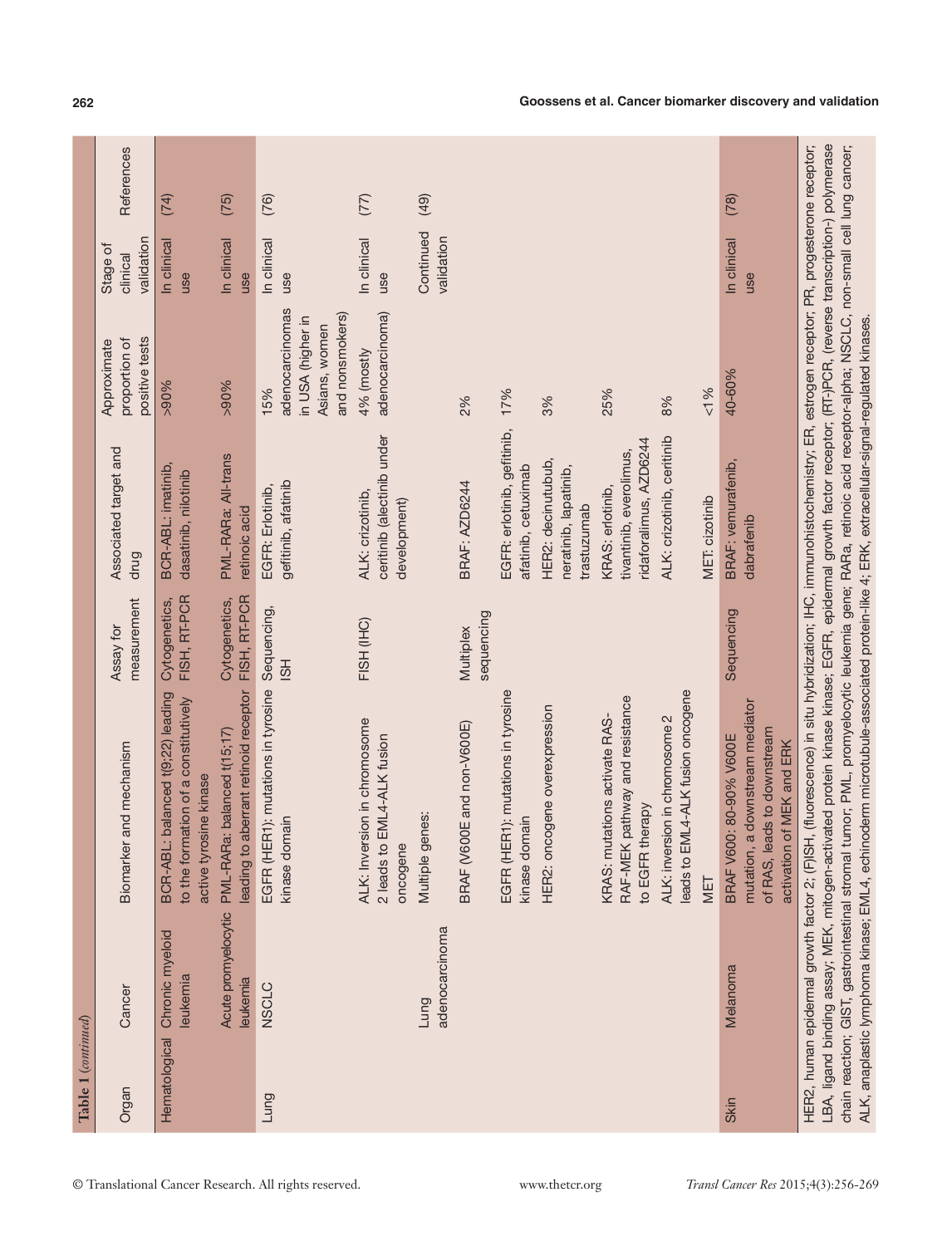**Table 1** (*continued*)

| Organ | Cancer | Biomarker and mechanism | Assay for measurement | Associated target and drug | Approximate proportion of positive tests | Stage of clinical validation | References |
|---|---|---|---|---|---|---|---|
| Hematological | Chronic myeloid leukemia | BCR-ABL: balanced t(9;22) leading to the formation of a constitutively active tyrosine kinase | Cytogenetics, FISH, RT-PCR | BCR-ABL: imatinib, dasatinib, nilotinib | >90% | In clinical use | (74) |
| | Acute promyelocytic leukemia | PML-RARa: balanced t(15;17) leading to aberrant retinoid receptor | Cytogenetics, FISH, RT-PCR | PML-RARa: All-trans retinoic acid | >90% | In clinical use | (75) |
| Lung | NSCLC | EGFR (HER1): mutations in tyrosine kinase domain | Sequencing, ISH | EGFR: Erlotinib, gefitinib, afatinib | 15% adenocarcinomas in USA (higher in Asians, women and nonsmokers) | In clinical use | (76) |
| | | ALK: Inversion in chromosome 2 leads to EML4-ALK fusion oncogene | FISH (IHC) | ALK: crizotinib, ceritinib (alectinib under development) | 4% (mostly adenocarcinoma) | In clinical use | (77) |
| | Lung adenocarcinoma | Multiple genes: | | | | Continued validation | (49) |
| | | BRAF (V600E and non-V600E) | Multiplex sequencing | BRAF: AZD6244 | 2% | | |
| | | EGFR (HER1): mutations in tyrosine kinase domain | | EGFR: erlotinib, gefitinib, afatinib, cetuximab | 17% | | |
| | | HER2: oncogene overexpression | | HER2: decinutubub, neratinib, lapatinib, trastuzumab | 3% | | |
| | | KRAS: mutations activate RAS-RAF-MEK pathway and resistance to EGFR therapy | | KRAS: erlotinib, tivantinib, everolimus, ridaforalimus, AZD6244 | 25% | | |
| | | ALK: inversion in chromosome 2 leads to EML4-ALK fusion oncogene | | ALK: crizotinib, ceritinib | 8% | | |
| | | MET | | MET: cizotinib | <1% | | |
| Skin | Melanoma | BRAF V600: 80-90% V600E mutation, a downstream mediator of RAS, leads to downstream activation of MEK and ERK | Sequencing | BRAF: vemurafenib, dabrafenib | 40-60% | In clinical use | (78) |

HER2, human epidermal growth factor 2; (F)ISH, (fluorescence) in situ hybridization; IHC, immunohistochemistry; ER, estrogen receptor; PR, progesterone receptor; LBA, ligand binding assay; MEK, mitogen-activated protein kinase kinase; EGFR, epidermal growth factor receptor; (RT-)PCR, (reverse transcription-) polymerase chain reaction; GIST, gastrointestinal stromal tumor; PML, promyelocytic leukemia gene; RARa, retinoic acid receptor-alpha; NSCLC, non-small cell lung cancer; ALK, anaplastic lymphoma kinase; EML4, echinoderm microtubule-associated protein-like 4; ERK, extracellular-signal-regulated kinases.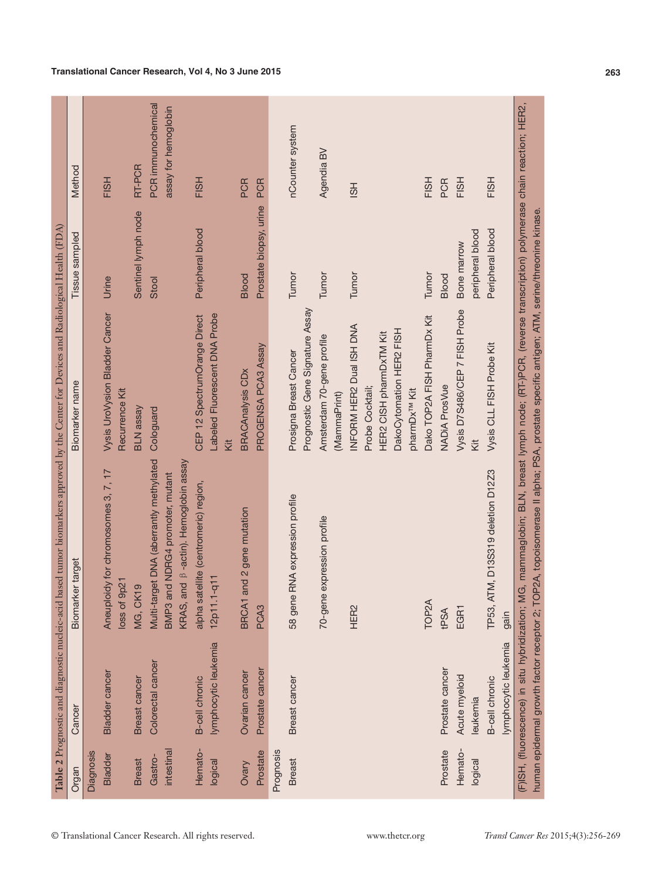**Table 2** Prognostic and diagnostic nucleic-acid based tumor biomarkers approved by the Center for Devices and Radiological Health (FDA)

| Organ | Cancer | Biomarker target | Biomarker name | Tissue sampled | Method |
|---|---|---|---|---|---|
| Diagnosis | | | | | |
| Bladder | Bladder cancer | Aneuploidy for chromosomes 3, 7, 17 loss of 9p21 | Vysis UroVysion Bladder Cancer Recurrence Kit | Urine | FISH |
| Breast | Breast cancer | MG, CK19 | BLN assay | Sentinel lymph node | RT-PCR |
| Gastro-intestinal | Colorectal cancer | Multi-target DNA (aberrantly methylated BMP3 and NDRG4 promoter, mutant KRAS, and β-actin). Hemoglobin assay | Cologuard | Stool | PCR immunochemical assay for hemoglobin |
| Hemato-logical | B-cell chronic lymphocytic leukemia | alpha satellite (centromeric) region, 12p11.1-q11 | CEP 12 SpectrumOrange Direct Labeled Fluorescent DNA Probe Kit | Peripheral blood | FISH |
| Ovary | Ovarian cancer | BRCA1 and 2 gene mutation | BRACAnalysis CDx | Blood | PCR |
| Prostate | Prostate cancer | PCA3 | PROGENSA PCA3 Assay | Prostate biopsy, urine | PCR |
| Prognosis | | | | | |
| Breast | Breast cancer | 58 gene RNA expression profile | Prosigna Breast Cancer Prognostic Gene Signature Assay | Tumor | nCounter system |
| | | 70-gene expression profile | Amsterdam 70-gene profile (MammaPrint) | Tumor | Agendia BV |
| | | HER2 | INFORM HER2 Dual ISH DNA Probe Cocktail; HER2 CISH pharmDxTM Kit DakoCytomation HER2 FISH pharmDx™ Kit | Tumor | ISH |
| | | TOP2A | Dako TOP2A FISH PharmDx Kit | Tumor | FISH |
| Prostate | Prostate cancer | tPSA | NADiA ProsVue | Blood | PCR |
| Hemato-logical | Acute myeloid leukemia | EGR1 | Vysis D7S486/CEP 7 FISH Probe Kit | Bone marrow peripheral blood | FISH |
| | B-cell chronic lymphocytic leukemia | TP53, ATM, D13S319 deletion D12Z3 gain | Vysis CLL FISH Probe Kit | Peripheral blood | FISH |

(F)ISH, (fluorescence) in situ hybridization; MG, mammaglobin; BLN, breast lymph node; (RT-)PCR, (reverse transcription) polymerase chain reaction; HER2, human epidermal growth factor receptor 2; TOP2A, topoisomerase II alpha; PSA, prostate specific antigen; ATM, serine/threonine kinase.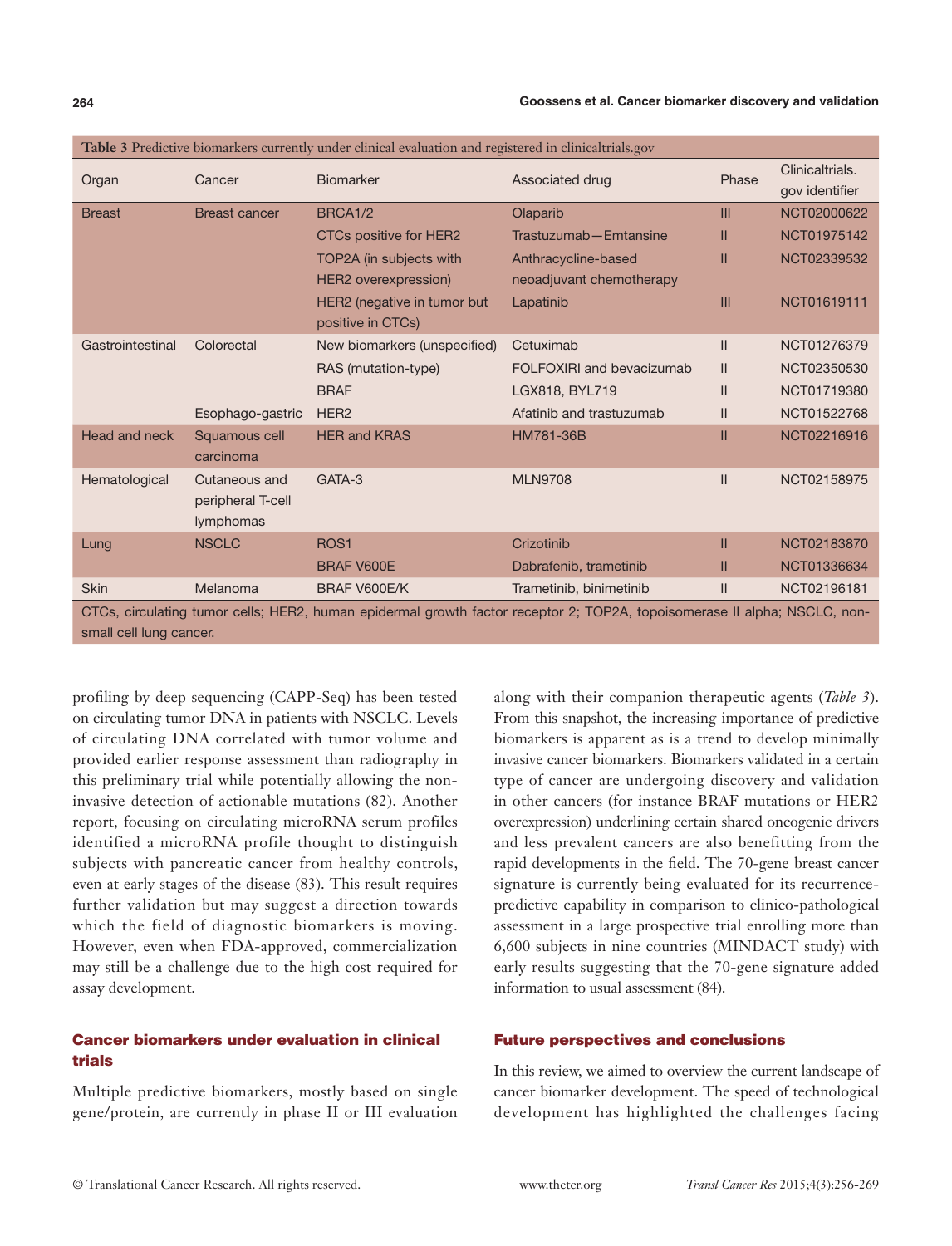**Table 3** Predictive biomarkers currently under clinical evaluation and registered in clinicaltrials.gov

| Organ | Cancer | Biomarker | Associated drug | Phase | Clinicaltrials.gov identifier |
|---|---|---|---|---|---|
| Breast | Breast cancer | BRCA1/2 | Olaparib | III | NCT02000622 |
| | | CTCs positive for HER2 | Trastuzumab—Emtansine | II | NCT01975142 |
| | | TOP2A (in subjects with HER2 overexpression) | Anthracycline-based neoadjuvant chemotherapy | II | NCT02339532 |
| | | HER2 (negative in tumor but positive in CTCs) | Lapatinib | III | NCT01619111 |
| Gastrointestinal | Colorectal | New biomarkers (unspecified) | Cetuximab | II | NCT01276379 |
| | | RAS (mutation-type) | FOLFOXIRI and bevacizumab | II | NCT02350530 |
| | | BRAF | LGX818, BYL719 | II | NCT01719380 |
| | Esophago-gastric | HER2 | Afatinib and trastuzumab | II | NCT01522768 |
| Head and neck | Squamous cell carcinoma | HER and KRAS | HM781-36B | II | NCT02216916 |
| Hematological | Cutaneous and peripheral T-cell lymphomas | GATA-3 | MLN9708 | II | NCT02158975 |
| Lung | NSCLC | ROS1 | Crizotinib | II | NCT02183870 |
| | | BRAF V600E | Dabrafenib, trametinib | II | NCT01336634 |
| Skin | Melanoma | BRAF V600E/K | Trametinib, binimetinib | II | NCT02196181 |

CTCs, circulating tumor cells; HER2, human epidermal growth factor receptor 2; TOP2A, topoisomerase II alpha; NSCLC, non-small cell lung cancer.

profiling by deep sequencing (CAPP-Seq) has been tested on circulating tumor DNA in patients with NSCLC. Levels of circulating DNA correlated with tumor volume and provided earlier response assessment than radiography in this preliminary trial while potentially allowing the non-invasive detection of actionable mutations (82). Another report, focusing on circulating microRNA serum profiles identified a microRNA profile thought to distinguish subjects with pancreatic cancer from healthy controls, even at early stages of the disease (83). This result requires further validation but may suggest a direction towards which the field of diagnostic biomarkers is moving. However, even when FDA-approved, commercialization may still be a challenge due to the high cost required for assay development.

## Cancer biomarkers under evaluation in clinical trials

Multiple predictive biomarkers, mostly based on single gene/protein, are currently in phase II or III evaluation along with their companion therapeutic agents (*Table 3*). From this snapshot, the increasing importance of predictive biomarkers is apparent as is a trend to develop minimally invasive cancer biomarkers. Biomarkers validated in a certain type of cancer are undergoing discovery and validation in other cancers (for instance BRAF mutations or HER2 overexpression) underlining certain shared oncogenic drivers and less prevalent cancers are also benefitting from the rapid developments in the field. The 70-gene breast cancer signature is currently being evaluated for its recurrence-predictive capability in comparison to clinico-pathological assessment in a large prospective trial enrolling more than 6,600 subjects in nine countries (MINDACT study) with early results suggesting that the 70-gene signature added information to usual assessment (84).

## Future perspectives and conclusions

In this review, we aimed to overview the current landscape of cancer biomarker development. The speed of technological development has highlighted the challenges facing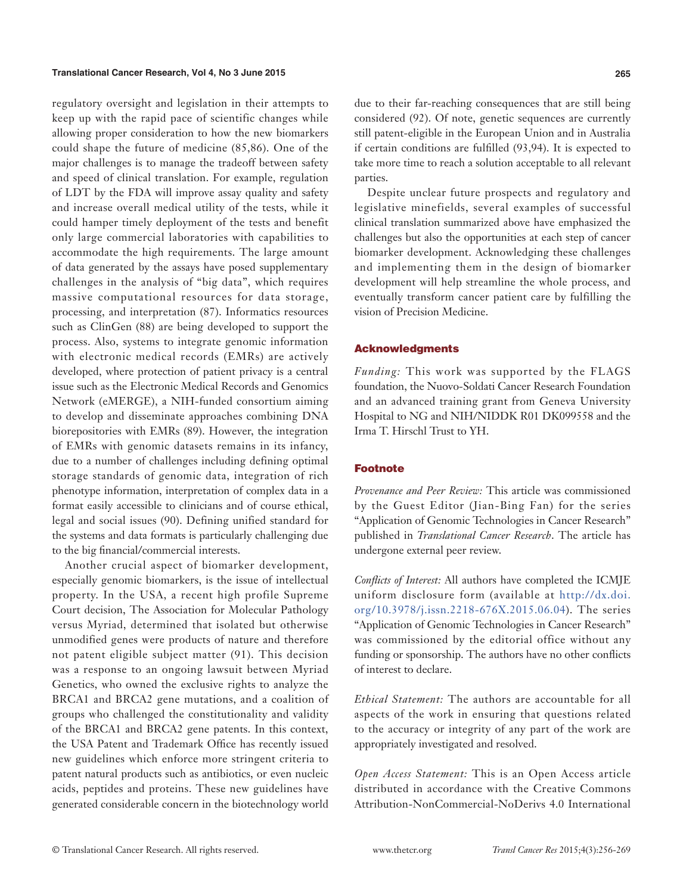regulatory oversight and legislation in their attempts to keep up with the rapid pace of scientific changes while allowing proper consideration to how the new biomarkers could shape the future of medicine (85,86). One of the major challenges is to manage the tradeoff between safety and speed of clinical translation. For example, regulation of LDT by the FDA will improve assay quality and safety and increase overall medical utility of the tests, while it could hamper timely deployment of the tests and benefit only large commercial laboratories with capabilities to accommodate the high requirements. The large amount of data generated by the assays have posed supplementary challenges in the analysis of "big data", which requires massive computational resources for data storage, processing, and interpretation (87). Informatics resources such as ClinGen (88) are being developed to support the process. Also, systems to integrate genomic information with electronic medical records (EMRs) are actively developed, where protection of patient privacy is a central issue such as the Electronic Medical Records and Genomics Network (eMERGE), a NIH-funded consortium aiming to develop and disseminate approaches combining DNA biorepositories with EMRs (89). However, the integration of EMRs with genomic datasets remains in its infancy, due to a number of challenges including defining optimal storage standards of genomic data, integration of rich phenotype information, interpretation of complex data in a format easily accessible to clinicians and of course ethical, legal and social issues (90). Defining unified standard for the systems and data formats is particularly challenging due to the big financial/commercial interests.

Another crucial aspect of biomarker development, especially genomic biomarkers, is the issue of intellectual property. In the USA, a recent high profile Supreme Court decision, The Association for Molecular Pathology versus Myriad, determined that isolated but otherwise unmodified genes were products of nature and therefore not patent eligible subject matter (91). This decision was a response to an ongoing lawsuit between Myriad Genetics, who owned the exclusive rights to analyze the BRCA1 and BRCA2 gene mutations, and a coalition of groups who challenged the constitutionality and validity of the BRCA1 and BRCA2 gene patents. In this context, the USA Patent and Trademark Office has recently issued new guidelines which enforce more stringent criteria to patent natural products such as antibiotics, or even nucleic acids, peptides and proteins. These new guidelines have generated considerable concern in the biotechnology world due to their far-reaching consequences that are still being considered (92). Of note, genetic sequences are currently still patent-eligible in the European Union and in Australia if certain conditions are fulfilled (93,94). It is expected to take more time to reach a solution acceptable to all relevant parties.

Despite unclear future prospects and regulatory and legislative minefields, several examples of successful clinical translation summarized above have emphasized the challenges but also the opportunities at each step of cancer biomarker development. Acknowledging these challenges and implementing them in the design of biomarker development will help streamline the whole process, and eventually transform cancer patient care by fulfilling the vision of Precision Medicine.

## Acknowledgments

*Funding:* This work was supported by the FLAGS foundation, the Nuovo-Soldati Cancer Research Foundation and an advanced training grant from Geneva University Hospital to NG and NIH/NIDDK R01 DK099558 and the Irma T. Hirschl Trust to YH.

## Footnote

*Provenance and Peer Review:* This article was commissioned by the Guest Editor (Jian-Bing Fan) for the series "Application of Genomic Technologies in Cancer Research" published in *Translational Cancer Research*. The article has undergone external peer review.

*Conflicts of Interest:* All authors have completed the ICMJE uniform disclosure form (available at http://dx.doi.org/10.3978/j.issn.2218-676X.2015.06.04). The series "Application of Genomic Technologies in Cancer Research" was commissioned by the editorial office without any funding or sponsorship. The authors have no other conflicts of interest to declare.

*Ethical Statement:* The authors are accountable for all aspects of the work in ensuring that questions related to the accuracy or integrity of any part of the work are appropriately investigated and resolved.

*Open Access Statement:* This is an Open Access article distributed in accordance with the Creative Commons Attribution-NonCommercial-NoDerivs 4.0 International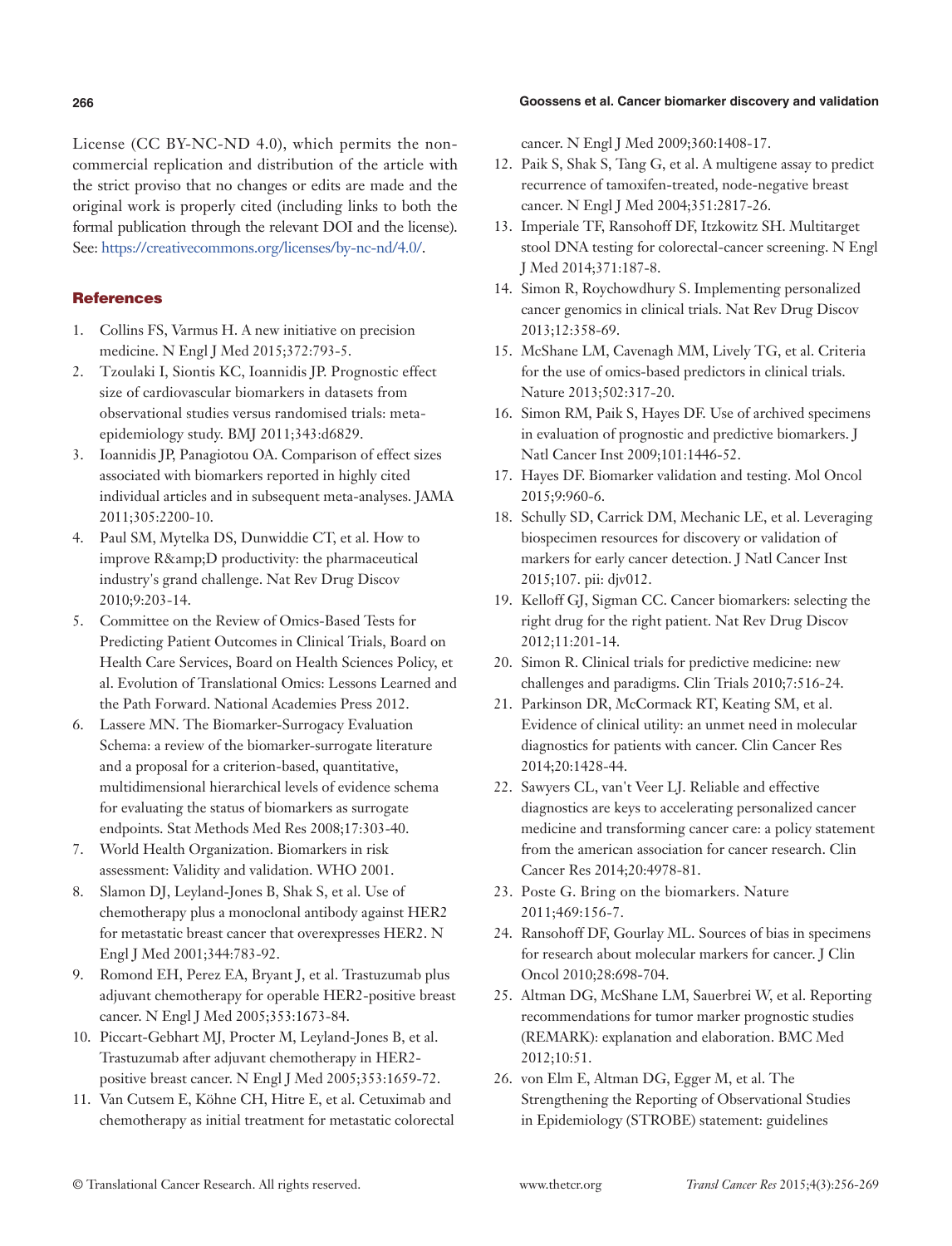License (CC BY-NC-ND 4.0), which permits the non-commercial replication and distribution of the article with the strict proviso that no changes or edits are made and the original work is properly cited (including links to both the formal publication through the relevant DOI and the license). See: https://creativecommons.org/licenses/by-nc-nd/4.0/.

## References

1. Collins FS, Varmus H. A new initiative on precision medicine. N Engl J Med 2015;372:793-5.
2. Tzoulaki I, Siontis KC, Ioannidis JP. Prognostic effect size of cardiovascular biomarkers in datasets from observational studies versus randomised trials: meta-epidemiology study. BMJ 2011;343:d6829.
3. Ioannidis JP, Panagiotou OA. Comparison of effect sizes associated with biomarkers reported in highly cited individual articles and in subsequent meta-analyses. JAMA 2011;305:2200-10.
4. Paul SM, Mytelka DS, Dunwiddie CT, et al. How to improve R&amp;D productivity: the pharmaceutical industry's grand challenge. Nat Rev Drug Discov 2010;9:203-14.
5. Committee on the Review of Omics-Based Tests for Predicting Patient Outcomes in Clinical Trials, Board on Health Care Services, Board on Health Sciences Policy, et al. Evolution of Translational Omics: Lessons Learned and the Path Forward. National Academies Press 2012.
6. Lassere MN. The Biomarker-Surrogacy Evaluation Schema: a review of the biomarker-surrogate literature and a proposal for a criterion-based, quantitative, multidimensional hierarchical levels of evidence schema for evaluating the status of biomarkers as surrogate endpoints. Stat Methods Med Res 2008;17:303-40.
7. World Health Organization. Biomarkers in risk assessment: Validity and validation. WHO 2001.
8. Slamon DJ, Leyland-Jones B, Shak S, et al. Use of chemotherapy plus a monoclonal antibody against HER2 for metastatic breast cancer that overexpresses HER2. N Engl J Med 2001;344:783-92.
9. Romond EH, Perez EA, Bryant J, et al. Trastuzumab plus adjuvant chemotherapy for operable HER2-positive breast cancer. N Engl J Med 2005;353:1673-84.
10. Piccart-Gebhart MJ, Procter M, Leyland-Jones B, et al. Trastuzumab after adjuvant chemotherapy in HER2-positive breast cancer. N Engl J Med 2005;353:1659-72.
11. Van Cutsem E, Köhne CH, Hitre E, et al. Cetuximab and chemotherapy as initial treatment for metastatic colorectal cancer. N Engl J Med 2009;360:1408-17.
12. Paik S, Shak S, Tang G, et al. A multigene assay to predict recurrence of tamoxifen-treated, node-negative breast cancer. N Engl J Med 2004;351:2817-26.
13. Imperiale TF, Ransohoff DF, Itzkowitz SH. Multitarget stool DNA testing for colorectal-cancer screening. N Engl J Med 2014;371:187-8.
14. Simon R, Roychowdhury S. Implementing personalized cancer genomics in clinical trials. Nat Rev Drug Discov 2013;12:358-69.
15. McShane LM, Cavenagh MM, Lively TG, et al. Criteria for the use of omics-based predictors in clinical trials. Nature 2013;502:317-20.
16. Simon RM, Paik S, Hayes DF. Use of archived specimens in evaluation of prognostic and predictive biomarkers. J Natl Cancer Inst 2009;101:1446-52.
17. Hayes DF. Biomarker validation and testing. Mol Oncol 2015;9:960-6.
18. Schully SD, Carrick DM, Mechanic LE, et al. Leveraging biospecimen resources for discovery or validation of markers for early cancer detection. J Natl Cancer Inst 2015;107. pii: djv012.
19. Kelloff GJ, Sigman CC. Cancer biomarkers: selecting the right drug for the right patient. Nat Rev Drug Discov 2012;11:201-14.
20. Simon R. Clinical trials for predictive medicine: new challenges and paradigms. Clin Trials 2010;7:516-24.
21. Parkinson DR, McCormack RT, Keating SM, et al. Evidence of clinical utility: an unmet need in molecular diagnostics for patients with cancer. Clin Cancer Res 2014;20:1428-44.
22. Sawyers CL, van't Veer LJ. Reliable and effective diagnostics are keys to accelerating personalized cancer medicine and transforming cancer care: a policy statement from the american association for cancer research. Clin Cancer Res 2014;20:4978-81.
23. Poste G. Bring on the biomarkers. Nature 2011;469:156-7.
24. Ransohoff DF, Gourlay ML. Sources of bias in specimens for research about molecular markers for cancer. J Clin Oncol 2010;28:698-704.
25. Altman DG, McShane LM, Sauerbrei W, et al. Reporting recommendations for tumor marker prognostic studies (REMARK): explanation and elaboration. BMC Med 2012;10:51.
26. von Elm E, Altman DG, Egger M, et al. The Strengthening the Reporting of Observational Studies in Epidemiology (STROBE) statement: guidelines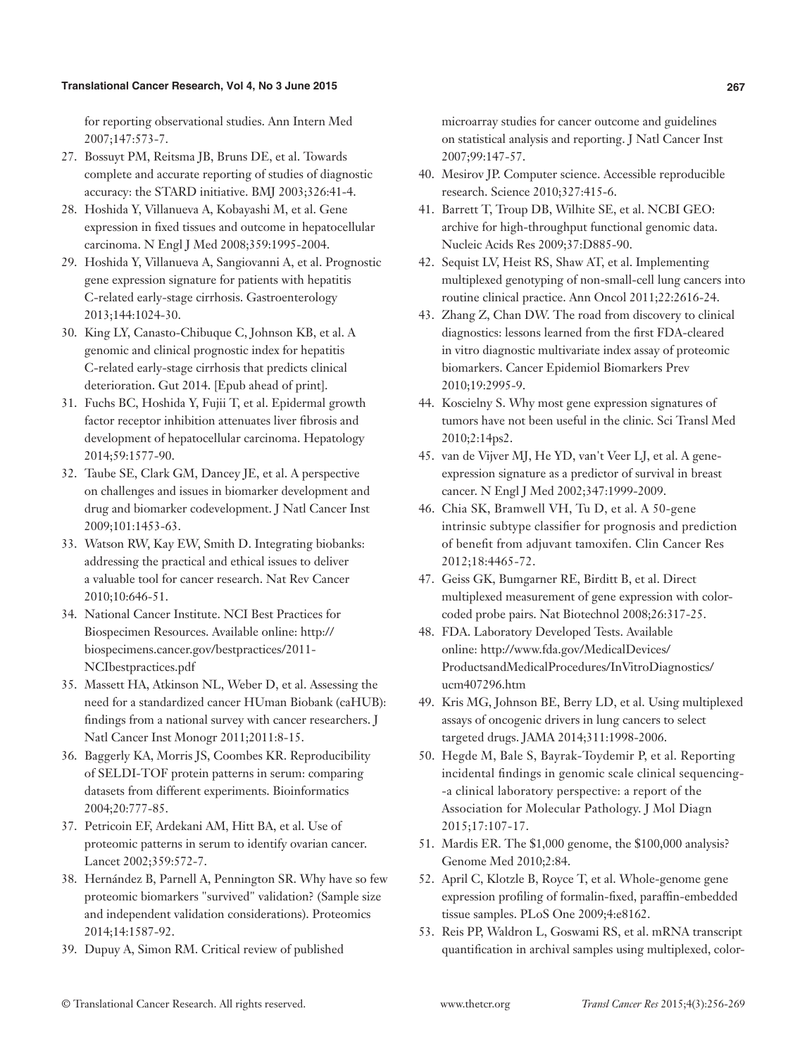for reporting observational studies. Ann Intern Med 2007;147:573-7.

27. Bossuyt PM, Reitsma JB, Bruns DE, et al. Towards complete and accurate reporting of studies of diagnostic accuracy: the STARD initiative. BMJ 2003;326:41-4.
28. Hoshida Y, Villanueva A, Kobayashi M, et al. Gene expression in fixed tissues and outcome in hepatocellular carcinoma. N Engl J Med 2008;359:1995-2004.
29. Hoshida Y, Villanueva A, Sangiovanni A, et al. Prognostic gene expression signature for patients with hepatitis C-related early-stage cirrhosis. Gastroenterology 2013;144:1024-30.
30. King LY, Canasto-Chibuque C, Johnson KB, et al. A genomic and clinical prognostic index for hepatitis C-related early-stage cirrhosis that predicts clinical deterioration. Gut 2014. [Epub ahead of print].
31. Fuchs BC, Hoshida Y, Fujii T, et al. Epidermal growth factor receptor inhibition attenuates liver fibrosis and development of hepatocellular carcinoma. Hepatology 2014;59:1577-90.
32. Taube SE, Clark GM, Dancey JE, et al. A perspective on challenges and issues in biomarker development and drug and biomarker codevelopment. J Natl Cancer Inst 2009;101:1453-63.
33. Watson RW, Kay EW, Smith D. Integrating biobanks: addressing the practical and ethical issues to deliver a valuable tool for cancer research. Nat Rev Cancer 2010;10:646-51.
34. National Cancer Institute. NCI Best Practices for Biospecimen Resources. Available online: http://biospecimens.cancer.gov/bestpractices/2011-NCIbestpractices.pdf
35. Massett HA, Atkinson NL, Weber D, et al. Assessing the need for a standardized cancer HUman Biobank (caHUB): findings from a national survey with cancer researchers. J Natl Cancer Inst Monogr 2011;2011:8-15.
36. Baggerly KA, Morris JS, Coombes KR. Reproducibility of SELDI-TOF protein patterns in serum: comparing datasets from different experiments. Bioinformatics 2004;20:777-85.
37. Petricoin EF, Ardekani AM, Hitt BA, et al. Use of proteomic patterns in serum to identify ovarian cancer. Lancet 2002;359:572-7.
38. Hernández B, Parnell A, Pennington SR. Why have so few proteomic biomarkers "survived" validation? (Sample size and independent validation considerations). Proteomics 2014;14:1587-92.
39. Dupuy A, Simon RM. Critical review of published microarray studies for cancer outcome and guidelines on statistical analysis and reporting. J Natl Cancer Inst 2007;99:147-57.
40. Mesirov JP. Computer science. Accessible reproducible research. Science 2010;327:415-6.
41. Barrett T, Troup DB, Wilhite SE, et al. NCBI GEO: archive for high-throughput functional genomic data. Nucleic Acids Res 2009;37:D885-90.
42. Sequist LV, Heist RS, Shaw AT, et al. Implementing multiplexed genotyping of non-small-cell lung cancers into routine clinical practice. Ann Oncol 2011;22:2616-24.
43. Zhang Z, Chan DW. The road from discovery to clinical diagnostics: lessons learned from the first FDA-cleared in vitro diagnostic multivariate index assay of proteomic biomarkers. Cancer Epidemiol Biomarkers Prev 2010;19:2995-9.
44. Koscielny S. Why most gene expression signatures of tumors have not been useful in the clinic. Sci Transl Med 2010;2:14ps2.
45. van de Vijver MJ, He YD, van't Veer LJ, et al. A gene-expression signature as a predictor of survival in breast cancer. N Engl J Med 2002;347:1999-2009.
46. Chia SK, Bramwell VH, Tu D, et al. A 50-gene intrinsic subtype classifier for prognosis and prediction of benefit from adjuvant tamoxifen. Clin Cancer Res 2012;18:4465-72.
47. Geiss GK, Bumgarner RE, Birditt B, et al. Direct multiplexed measurement of gene expression with color-coded probe pairs. Nat Biotechnol 2008;26:317-25.
48. FDA. Laboratory Developed Tests. Available online: http://www.fda.gov/MedicalDevices/ProductsandMedicalProcedures/InVitroDiagnostics/ucm407296.htm
49. Kris MG, Johnson BE, Berry LD, et al. Using multiplexed assays of oncogenic drivers in lung cancers to select targeted drugs. JAMA 2014;311:1998-2006.
50. Hegde M, Bale S, Bayrak-Toydemir P, et al. Reporting incidental findings in genomic scale clinical sequencing--a clinical laboratory perspective: a report of the Association for Molecular Pathology. J Mol Diagn 2015;17:107-17.
51. Mardis ER. The $1,000 genome, the $100,000 analysis? Genome Med 2010;2:84.
52. April C, Klotzle B, Royce T, et al. Whole-genome gene expression profiling of formalin-fixed, paraffin-embedded tissue samples. PLoS One 2009;4:e8162.
53. Reis PP, Waldron L, Goswami RS, et al. mRNA transcript quantification in archival samples using multiplexed, color-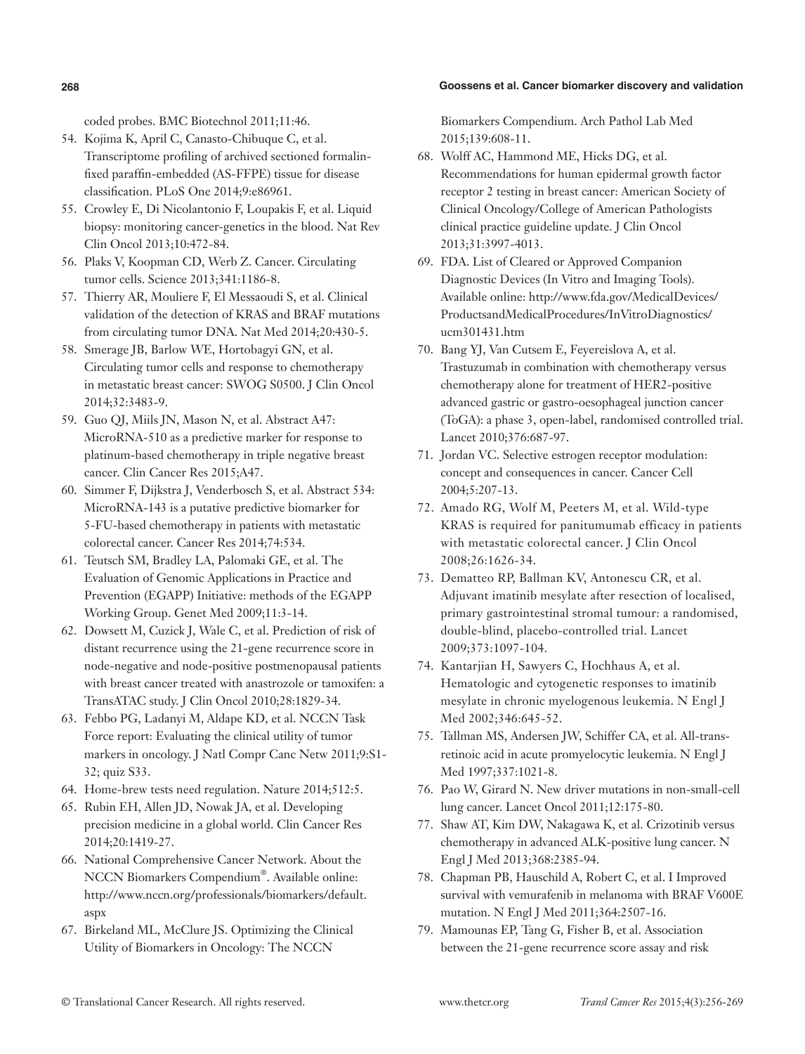coded probes. BMC Biotechnol 2011;11:46.

54. Kojima K, April C, Canasto-Chibuque C, et al. Transcriptome profiling of archived sectioned formalin-fixed paraffin-embedded (AS-FFPE) tissue for disease classification. PLoS One 2014;9:e86961.
55. Crowley E, Di Nicolantonio F, Loupakis F, et al. Liquid biopsy: monitoring cancer-genetics in the blood. Nat Rev Clin Oncol 2013;10:472-84.
56. Plaks V, Koopman CD, Werb Z. Cancer. Circulating tumor cells. Science 2013;341:1186-8.
57. Thierry AR, Mouliere F, El Messaoudi S, et al. Clinical validation of the detection of KRAS and BRAF mutations from circulating tumor DNA. Nat Med 2014;20:430-5.
58. Smerage JB, Barlow WE, Hortobagyi GN, et al. Circulating tumor cells and response to chemotherapy in metastatic breast cancer: SWOG S0500. J Clin Oncol 2014;32:3483-9.
59. Guo QJ, Miils JN, Mason N, et al. Abstract A47: MicroRNA-510 as a predictive marker for response to platinum-based chemotherapy in triple negative breast cancer. Clin Cancer Res 2015;A47.
60. Simmer F, Dijkstra J, Venderbosch S, et al. Abstract 534: MicroRNA-143 is a putative predictive biomarker for 5-FU-based chemotherapy in patients with metastatic colorectal cancer. Cancer Res 2014;74:534.
61. Teutsch SM, Bradley LA, Palomaki GE, et al. The Evaluation of Genomic Applications in Practice and Prevention (EGAPP) Initiative: methods of the EGAPP Working Group. Genet Med 2009;11:3-14.
62. Dowsett M, Cuzick J, Wale C, et al. Prediction of risk of distant recurrence using the 21-gene recurrence score in node-negative and node-positive postmenopausal patients with breast cancer treated with anastrozole or tamoxifen: a TransATAC study. J Clin Oncol 2010;28:1829-34.
63. Febbo PG, Ladanyi M, Aldape KD, et al. NCCN Task Force report: Evaluating the clinical utility of tumor markers in oncology. J Natl Compr Canc Netw 2011;9:S1-32; quiz S33.
64. Home-brew tests need regulation. Nature 2014;512:5.
65. Rubin EH, Allen JD, Nowak JA, et al. Developing precision medicine in a global world. Clin Cancer Res 2014;20:1419-27.
66. National Comprehensive Cancer Network. About the NCCN Biomarkers Compendium®. Available online: http://www.nccn.org/professionals/biomarkers/default.aspx
67. Birkeland ML, McClure JS. Optimizing the Clinical Utility of Biomarkers in Oncology: The NCCN Biomarkers Compendium. Arch Pathol Lab Med 2015;139:608-11.
68. Wolff AC, Hammond ME, Hicks DG, et al. Recommendations for human epidermal growth factor receptor 2 testing in breast cancer: American Society of Clinical Oncology/College of American Pathologists clinical practice guideline update. J Clin Oncol 2013;31:3997-4013.
69. FDA. List of Cleared or Approved Companion Diagnostic Devices (In Vitro and Imaging Tools). Available online: http://www.fda.gov/MedicalDevices/ProductsandMedicalProcedures/InVitroDiagnostics/ucm301431.htm
70. Bang YJ, Van Cutsem E, Feyereislova A, et al. Trastuzumab in combination with chemotherapy versus chemotherapy alone for treatment of HER2-positive advanced gastric or gastro-oesophageal junction cancer (ToGA): a phase 3, open-label, randomised controlled trial. Lancet 2010;376:687-97.
71. Jordan VC. Selective estrogen receptor modulation: concept and consequences in cancer. Cancer Cell 2004;5:207-13.
72. Amado RG, Wolf M, Peeters M, et al. Wild-type KRAS is required for panitumumab efficacy in patients with metastatic colorectal cancer. J Clin Oncol 2008;26:1626-34.
73. Dematteo RP, Ballman KV, Antonescu CR, et al. Adjuvant imatinib mesylate after resection of localised, primary gastrointestinal stromal tumour: a randomised, double-blind, placebo-controlled trial. Lancet 2009;373:1097-104.
74. Kantarjian H, Sawyers C, Hochhaus A, et al. Hematologic and cytogenetic responses to imatinib mesylate in chronic myelogenous leukemia. N Engl J Med 2002;346:645-52.
75. Tallman MS, Andersen JW, Schiffer CA, et al. All-trans-retinoic acid in acute promyelocytic leukemia. N Engl J Med 1997;337:1021-8.
76. Pao W, Girard N. New driver mutations in non-small-cell lung cancer. Lancet Oncol 2011;12:175-80.
77. Shaw AT, Kim DW, Nakagawa K, et al. Crizotinib versus chemotherapy in advanced ALK-positive lung cancer. N Engl J Med 2013;368:2385-94.
78. Chapman PB, Hauschild A, Robert C, et al. I Improved survival with vemurafenib in melanoma with BRAF V600E mutation. N Engl J Med 2011;364:2507-16.
79. Mamounas EP, Tang G, Fisher B, et al. Association between the 21-gene recurrence score assay and risk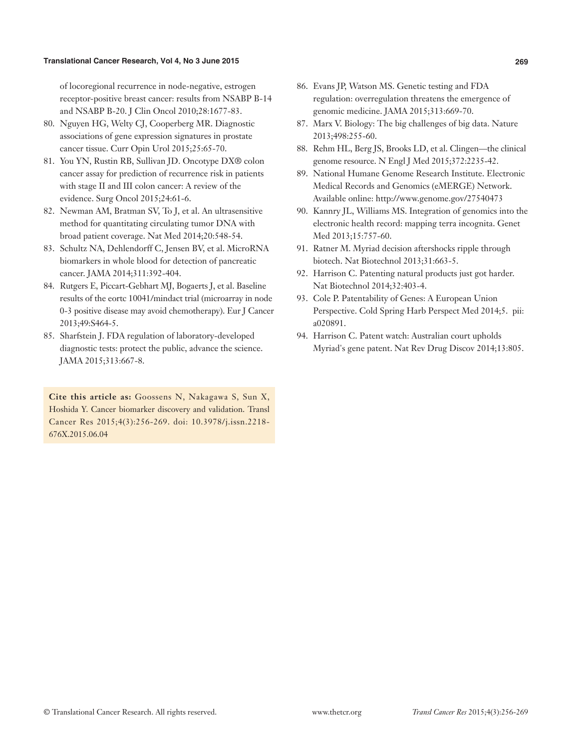of locoregional recurrence in node-negative, estrogen receptor-positive breast cancer: results from NSABP B-14 and NSABP B-20. J Clin Oncol 2010;28:1677-83.

80. Nguyen HG, Welty CJ, Cooperberg MR. Diagnostic associations of gene expression signatures in prostate cancer tissue. Curr Opin Urol 2015;25:65-70.
81. You YN, Rustin RB, Sullivan JD. Oncotype DX® colon cancer assay for prediction of recurrence risk in patients with stage II and III colon cancer: A review of the evidence. Surg Oncol 2015;24:61-6.
82. Newman AM, Bratman SV, To J, et al. An ultrasensitive method for quantitating circulating tumor DNA with broad patient coverage. Nat Med 2014;20:548-54.
83. Schultz NA, Dehlendorff C, Jensen BV, et al. MicroRNA biomarkers in whole blood for detection of pancreatic cancer. JAMA 2014;311:392-404.
84. Rutgers E, Piccart-Gebhart MJ, Bogaerts J, et al. Baseline results of the eortc 10041/mindact trial (microarray in node 0-3 positive disease may avoid chemotherapy). Eur J Cancer 2013;49:S464-5.
85. Sharfstein J. FDA regulation of laboratory-developed diagnostic tests: protect the public, advance the science. JAMA 2015;313:667-8.
86. Evans JP, Watson MS. Genetic testing and FDA regulation: overregulation threatens the emergence of genomic medicine. JAMA 2015;313:669-70.
87. Marx V. Biology: The big challenges of big data. Nature 2013;498:255-60.
88. Rehm HL, Berg JS, Brooks LD, et al. Clingen—the clinical genome resource. N Engl J Med 2015;372:2235-42.
89. National Humane Genome Research Institute. Electronic Medical Records and Genomics (eMERGE) Network. Available online: http://www.genome.gov/27540473
90. Kannry JL, Williams MS. Integration of genomics into the electronic health record: mapping terra incognita. Genet Med 2013;15:757-60.
91. Ratner M. Myriad decision aftershocks ripple through biotech. Nat Biotechnol 2013;31:663-5.
92. Harrison C. Patenting natural products just got harder. Nat Biotechnol 2014;32:403-4.
93. Cole P. Patentability of Genes: A European Union Perspective. Cold Spring Harb Perspect Med 2014;5. pii: a020891.
94. Harrison C. Patent watch: Australian court upholds Myriad's gene patent. Nat Rev Drug Discov 2014;13:805.

**Cite this article as:** Goossens N, Nakagawa S, Sun X, Hoshida Y. Cancer biomarker discovery and validation. Transl Cancer Res 2015;4(3):256-269. doi: 10.3978/j.issn.2218-676X.2015.06.04